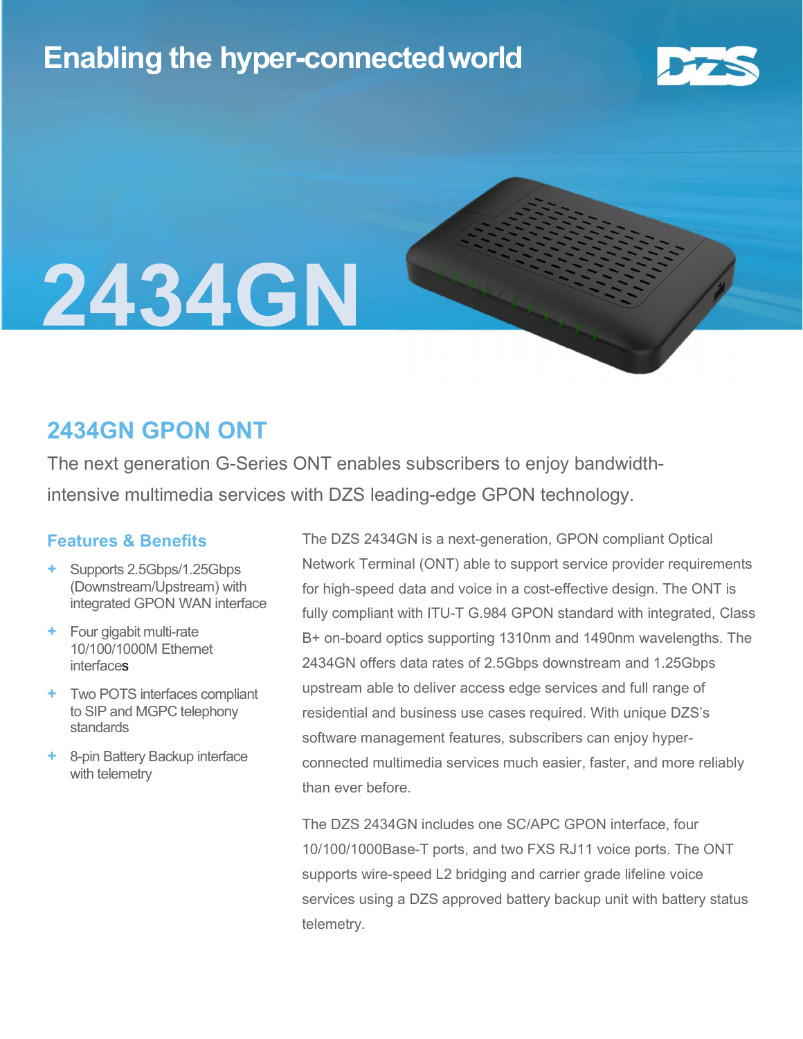Enabling the hyper-connected world

DZS

# 2434GN

## 2434GN GPON ONT

The next generation G-Series ONT enables subscribers to enjoy bandwidth-intensive multimedia services with DZS leading-edge GPON technology.

### Features & Benefits

- Supports 2.5Gbps/1.25Gbps (Downstream/Upstream) with integrated GPON WAN interface
- Four gigabit multi-rate 10/100/1000M Ethernet interfaces
- Two POTS interfaces compliant to SIP and MGPC telephony standards
- 8-pin Battery Backup interface with telemetry

The DZS 2434GN is a next-generation, GPON compliant Optical Network Terminal (ONT) able to support service provider requirements for high-speed data and voice in a cost-effective design. The ONT is fully compliant with ITU-T G.984 GPON standard with integrated, Class B+ on-board optics supporting 1310nm and 1490nm wavelengths. The 2434GN offers data rates of 2.5Gbps downstream and 1.25Gbps upstream able to deliver access edge services and full range of residential and business use cases required. With unique DZS's software management features, subscribers can enjoy hyper-connected multimedia services much easier, faster, and more reliably than ever before.

The DZS 2434GN includes one SC/APC GPON interface, four 10/100/1000Base-T ports, and two FXS RJ11 voice ports. The ONT supports wire-speed L2 bridging and carrier grade lifeline voice services using a DZS approved battery backup unit with battery status telemetry.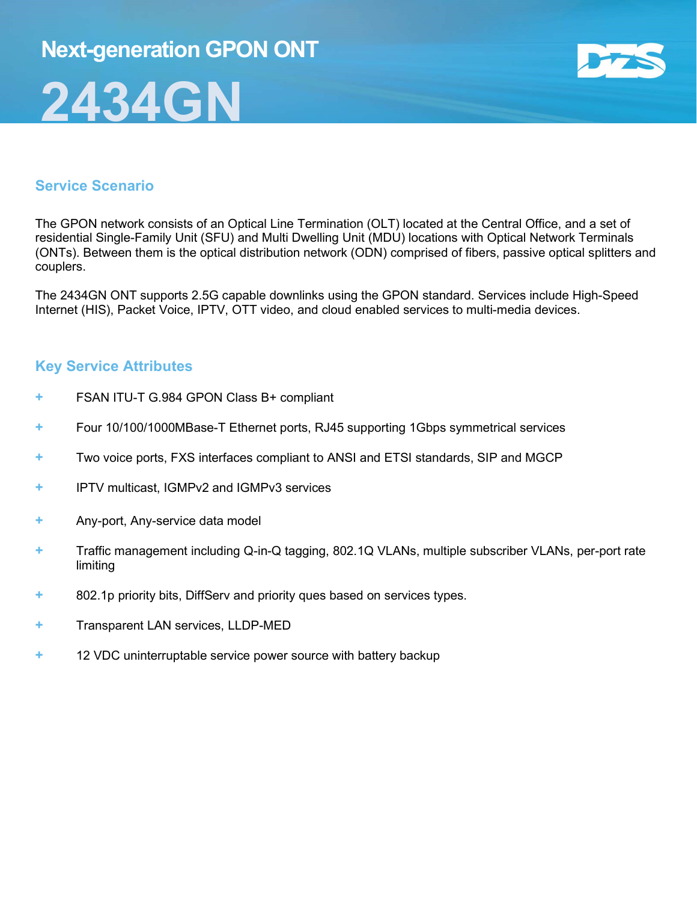# Next-generation GPON ONT

# 2434GN

## Service Scenario

The GPON network consists of an Optical Line Termination (OLT) located at the Central Office, and a set of residential Single-Family Unit (SFU) and Multi Dwelling Unit (MDU) locations with Optical Network Terminals (ONTs). Between them is the optical distribution network (ODN) comprised of fibers, passive optical splitters and couplers.

The 2434GN ONT supports 2.5G capable downlinks using the GPON standard. Services include High-Speed Internet (HIS), Packet Voice, IPTV, OTT video, and cloud enabled services to multi-media devices.

## Key Service Attributes

- FSAN ITU-T G.984 GPON Class B+ compliant
- Four 10/100/1000MBase-T Ethernet ports, RJ45 supporting 1Gbps symmetrical services
- Two voice ports, FXS interfaces compliant to ANSI and ETSI standards, SIP and MGCP
- IPTV multicast, IGMPv2 and IGMPv3 services
- Any-port, Any-service data model
- Traffic management including Q-in-Q tagging, 802.1Q VLANs, multiple subscriber VLANs, per-port rate limiting
- 802.1p priority bits, DiffServ and priority ques based on services types.
- Transparent LAN services, LLDP-MED
- 12 VDC uninterruptable service power source with battery backup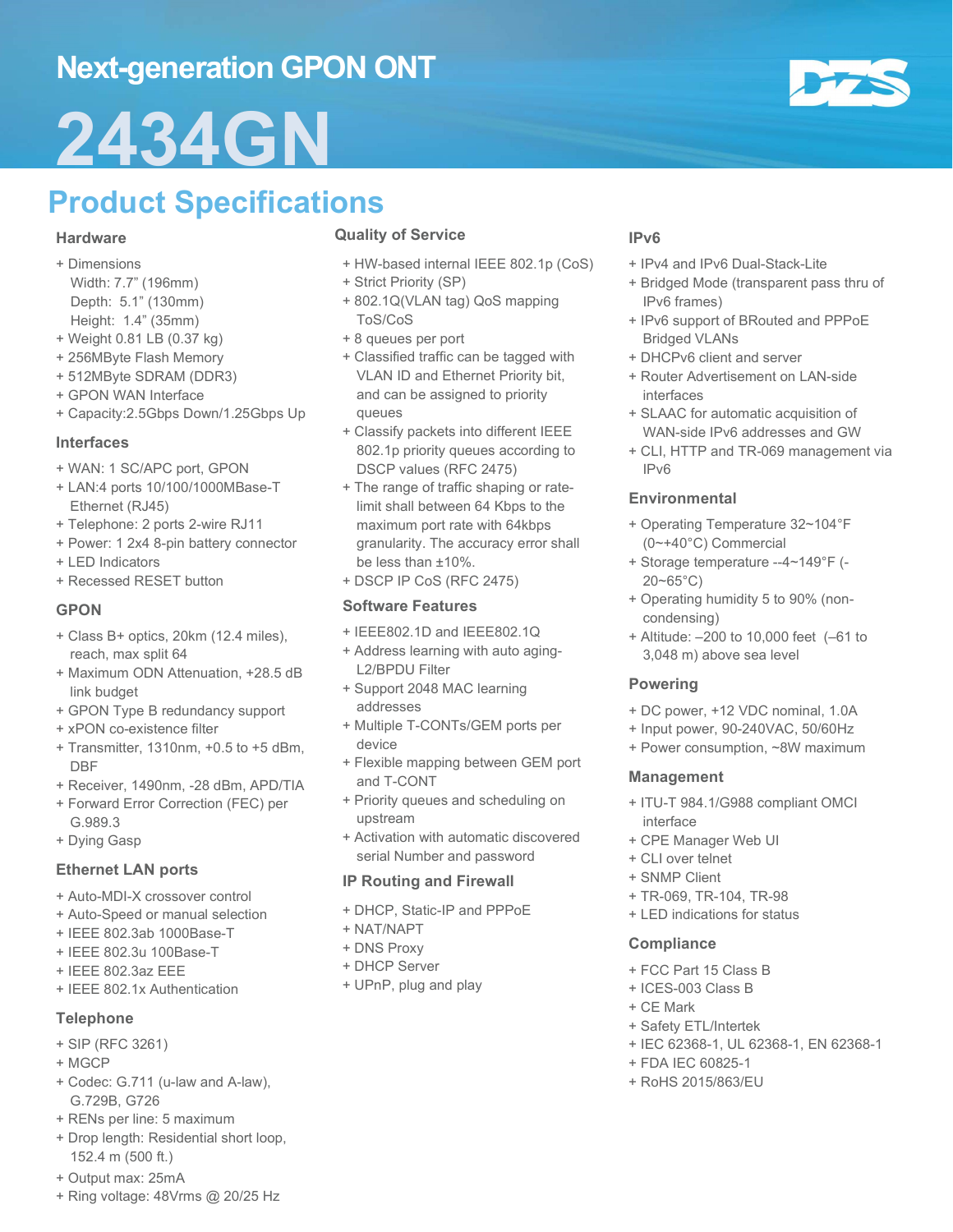# Next-generation GPON ONT

# 2434GN

## Product Specifications

### Hardware

- Dimensions
  Width: 7.7" (196mm)
  Depth: 5.1" (130mm)
  Height: 1.4" (35mm)
- Weight 0.81 LB (0.37 kg)
- 256MByte Flash Memory
- 512MByte SDRAM (DDR3)
- GPON WAN Interface
- Capacity:2.5Gbps Down/1.25Gbps Up

### Interfaces

- WAN: 1 SC/APC port, GPON
- LAN:4 ports 10/100/1000MBase-T Ethernet (RJ45)
- Telephone: 2 ports 2-wire RJ11
- Power: 1 2x4 8-pin battery connector
- LED Indicators
- Recessed RESET button

### GPON

- Class B+ optics, 20km (12.4 miles), reach, max split 64
- Maximum ODN Attenuation, +28.5 dB link budget
- GPON Type B redundancy support
- xPON co-existence filter
- Transmitter, 1310nm, +0.5 to +5 dBm, DBF
- Receiver, 1490nm, -28 dBm, APD/TIA
- Forward Error Correction (FEC) per G.989.3
- Dying Gasp

### Ethernet LAN ports

- Auto-MDI-X crossover control
- Auto-Speed or manual selection
- IEEE 802.3ab 1000Base-T
- IEEE 802.3u 100Base-T
- IEEE 802.3az EEE
- IEEE 802.1x Authentication

### Telephone

- SIP (RFC 3261)
- MGCP
- Codec: G.711 (u-law and A-law), G.729B, G726
- RENs per line: 5 maximum
- Drop length: Residential short loop, 152.4 m (500 ft.)
- Output max: 25mA
- Ring voltage: 48Vrms @ 20/25 Hz

### Quality of Service

- HW-based internal IEEE 802.1p (CoS)
- Strict Priority (SP)
- 802.1Q(VLAN tag) QoS mapping ToS/CoS
- 8 queues per port
- Classified traffic can be tagged with VLAN ID and Ethernet Priority bit, and can be assigned to priority queues
- Classify packets into different IEEE 802.1p priority queues according to DSCP values (RFC 2475)
- The range of traffic shaping or rate-limit shall between 64 Kbps to the maximum port rate with 64kbps granularity. The accuracy error shall be less than ±10%.
- DSCP IP CoS (RFC 2475)

### Software Features

- IEEE802.1D and IEEE802.1Q
- Address learning with auto aging-L2/BPDU Filter
- Support 2048 MAC learning addresses
- Multiple T-CONTs/GEM ports per device
- Flexible mapping between GEM port and T-CONT
- Priority queues and scheduling on upstream
- Activation with automatic discovered serial Number and password

### IP Routing and Firewall

- DHCP, Static-IP and PPPoE
- NAT/NAPT
- DNS Proxy
- DHCP Server
- UPnP, plug and play

### IPv6

- IPv4 and IPv6 Dual-Stack-Lite
- Bridged Mode (transparent pass thru of IPv6 frames)
- IPv6 support of BRouted and PPPoE Bridged VLANs
- DHCPv6 client and server
- Router Advertisement on LAN-side interfaces
- SLAAC for automatic acquisition of WAN-side IPv6 addresses and GW
- CLI, HTTP and TR-069 management via IPv6

### Environmental

- Operating Temperature 32~104°F (0~+40°C) Commercial
- Storage temperature --4~149°F (-20~65°C)
- Operating humidity 5 to 90% (non-condensing)
- Altitude: –200 to 10,000 feet (–61 to 3,048 m) above sea level

### Powering

- DC power, +12 VDC nominal, 1.0A
- Input power, 90-240VAC, 50/60Hz
- Power consumption, ~8W maximum

### Management

- ITU-T 984.1/G988 compliant OMCI interface
- CPE Manager Web UI
- CLI over telnet
- SNMP Client
- TR-069, TR-104, TR-98
- LED indications for status

### Compliance

- FCC Part 15 Class B
- ICES-003 Class B
- CE Mark
- Safety ETL/Intertek
- IEC 62368-1, UL 62368-1, EN 62368-1
- FDA IEC 60825-1
- RoHS 2015/863/EU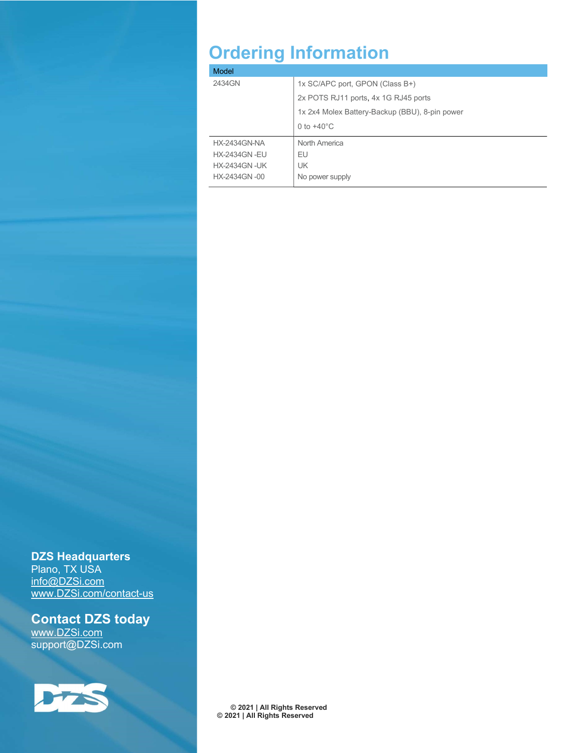## Ordering Information

| Model | |
|---|---|
| 2434GN | 1x SC/APC port, GPON (Class B+)<br>2x POTS RJ11 ports, 4x 1G RJ45 ports<br>1x 2x4 Molex Battery-Backup (BBU), 8-pin power<br>0 to +40°C |
| HX-2434GN-NA<br>HX-2434GN -EU<br>HX-2434GN -UK<br>HX-2434GN -00 | North America<br>EU<br>UK<br>No power supply |

**DZS Headquarters**
Plano, TX USA
info@DZSi.com
www.DZSi.com/contact-us

**Contact DZS today**
www.DZSi.com
support@DZSi.com

**© 2021 | All Rights Reserved**
**© 2021 | All Rights Reserved**